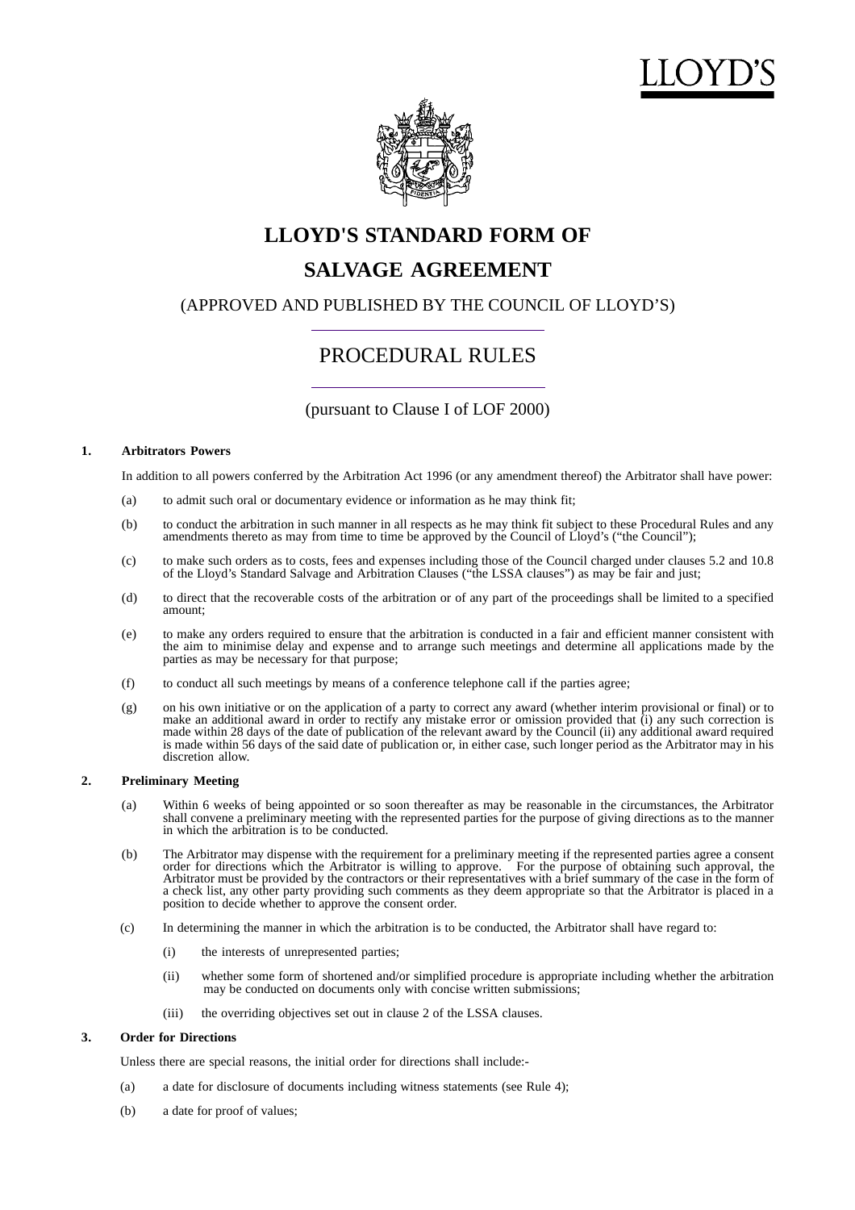LLOYD'S

# LLOYD'S STANDARD FORM OF

# SALVAGE AGREEMENT

(APPROVED AND PUBLISHED BY THE COUNCIL OF LLOYD'S)

## PROCEDURAL RULES

(pursuant to Clause I of LOF 2000)

### 1. Arbitrators Powers

In addition to all powers conferred by the Arbitration Act 1996 (or any amendment thereof) the Arbitrator shall have power:

(a) to admit such oral or documentary evidence or information as he may think fit;

(b) to conduct the arbitration in such manner in all respects as he may think fit subject to these Procedural Rules and any amendments thereto as may from time to time be approved by the Council of Lloyd's ("the Council");

(c) to make such orders as to costs, fees and expenses including those of the Council charged under clauses 5.2 and 10.8 of the Lloyd's Standard Salvage and Arbitration Clauses ("the LSSA clauses") as may be fair and just;

(d) to direct that the recoverable costs of the arbitration or of any part of the proceedings shall be limited to a specified amount;

(e) to make any orders required to ensure that the arbitration is conducted in a fair and efficient manner consistent with the aim to minimise delay and expense and to arrange such meetings and determine all applications made by the parties as may be necessary for that purpose;

(f) to conduct all such meetings by means of a conference telephone call if the parties agree;

(g) on his own initiative or on the application of a party to correct any award (whether interim provisional or final) or to make an additional award in order to rectify any mistake error or omission provided that (i) any such correction is made within 28 days of the date of publication of the relevant award by the Council (ii) any additional award required is made within 56 days of the said date of publication or, in either case, such longer period as the Arbitrator may in his discretion allow.

### 2. Preliminary Meeting

(a) Within 6 weeks of being appointed or so soon thereafter as may be reasonable in the circumstances, the Arbitrator shall convene a preliminary meeting with the represented parties for the purpose of giving directions as to the manner in which the arbitration is to be conducted.

(b) The Arbitrator may dispense with the requirement for a preliminary meeting if the represented parties agree a consent order for directions which the Arbitrator is willing to approve. For the purpose of obtaining such approval, the Arbitrator must be provided by the contractors or their representatives with a brief summary of the case in the form of a check list, any other party providing such comments as they deem appropriate so that the Arbitrator is placed in a position to decide whether to approve the consent order.

(c) In determining the manner in which the arbitration is to be conducted, the Arbitrator shall have regard to:

(i) the interests of unrepresented parties;

(ii) whether some form of shortened and/or simplified procedure is appropriate including whether the arbitration may be conducted on documents only with concise written submissions;

(iii) the overriding objectives set out in clause 2 of the LSSA clauses.

### 3. Order for Directions

Unless there are special reasons, the initial order for directions shall include:-

(a) a date for disclosure of documents including witness statements (see Rule 4);

(b) a date for proof of values;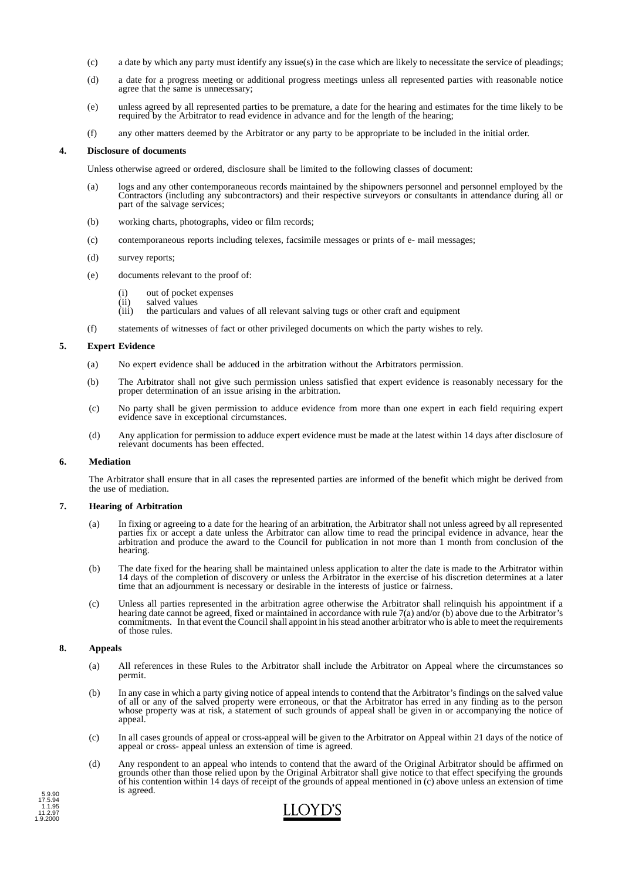(c) a date by which any party must identify any issue(s) in the case which are likely to necessitate the service of pleadings;

(d) a date for a progress meeting or additional progress meetings unless all represented parties with reasonable notice agree that the same is unnecessary;

(e) unless agreed by all represented parties to be premature, a date for the hearing and estimates for the time likely to be required by the Arbitrator to read evidence in advance and for the length of the hearing;

(f) any other matters deemed by the Arbitrator or any party to be appropriate to be included in the initial order.

## 4. Disclosure of documents

Unless otherwise agreed or ordered, disclosure shall be limited to the following classes of document:

(a) logs and any other contemporaneous records maintained by the shipowners personnel and personnel employed by the Contractors (including any subcontractors) and their respective surveyors or consultants in attendance during all or part of the salvage services;

(b) working charts, photographs, video or film records;

(c) contemporaneous reports including telexes, facsimile messages or prints of e- mail messages;

(d) survey reports;

(e) documents relevant to the proof of:

(i) out of pocket expenses
(ii) salved values
(iii) the particulars and values of all relevant salving tugs or other craft and equipment

(f) statements of witnesses of fact or other privileged documents on which the party wishes to rely.

## 5. Expert Evidence

(a) No expert evidence shall be adduced in the arbitration without the Arbitrators permission.

(b) The Arbitrator shall not give such permission unless satisfied that expert evidence is reasonably necessary for the proper determination of an issue arising in the arbitration.

(c) No party shall be given permission to adduce evidence from more than one expert in each field requiring expert evidence save in exceptional circumstances.

(d) Any application for permission to adduce expert evidence must be made at the latest within 14 days after disclosure of relevant documents has been effected.

## 6. Mediation

The Arbitrator shall ensure that in all cases the represented parties are informed of the benefit which might be derived from the use of mediation.

## 7. Hearing of Arbitration

(a) In fixing or agreeing to a date for the hearing of an arbitration, the Arbitrator shall not unless agreed by all represented parties fix or accept a date unless the Arbitrator can allow time to read the principal evidence in advance, hear the arbitration and produce the award to the Council for publication in not more than 1 month from conclusion of the hearing.

(b) The date fixed for the hearing shall be maintained unless application to alter the date is made to the Arbitrator within 14 days of the completion of discovery or unless the Arbitrator in the exercise of his discretion determines at a later time that an adjournment is necessary or desirable in the interests of justice or fairness.

(c) Unless all parties represented in the arbitration agree otherwise the Arbitrator shall relinquish his appointment if a hearing date cannot be agreed, fixed or maintained in accordance with rule 7(a) and/or (b) above due to the Arbitrator's commitments. In that event the Council shall appoint in his stead another arbitrator who is able to meet the requirements of those rules.

## 8. Appeals

(a) All references in these Rules to the Arbitrator shall include the Arbitrator on Appeal where the circumstances so permit.

(b) In any case in which a party giving notice of appeal intends to contend that the Arbitrator's findings on the salved value of all or any of the salved property were erroneous, or that the Arbitrator has erred in any finding as to the person whose property was at risk, a statement of such grounds of appeal shall be given in or accompanying the notice of appeal.

(c) In all cases grounds of appeal or cross-appeal will be given to the Arbitrator on Appeal within 21 days of the notice of appeal or cross- appeal unless an extension of time is agreed.

(d) Any respondent to an appeal who intends to contend that the award of the Original Arbitrator should be affirmed on grounds other than those relied upon by the Original Arbitrator shall give notice to that effect specifying the grounds of his contention within 14 days of receipt of the grounds of appeal mentioned in (c) above unless an extension of time is agreed.

5.9.90
17.5.94
1.1.95
11.2.97
1.9.2000

LLOYD'S